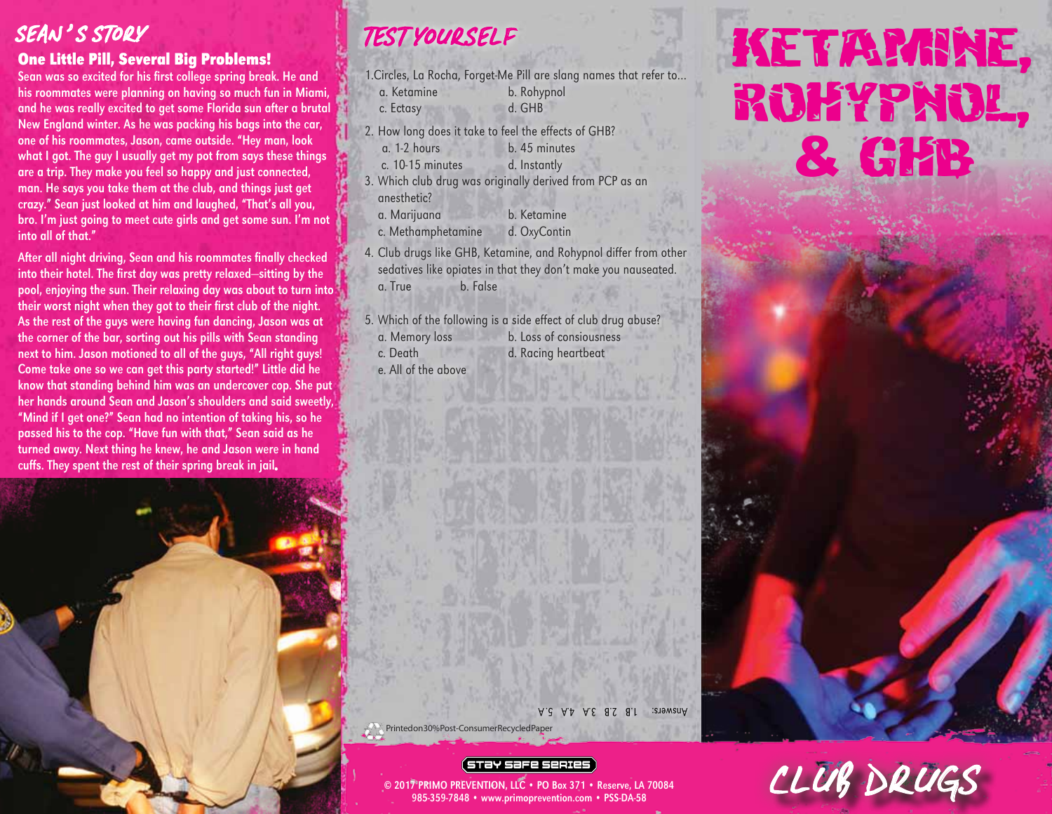## SEAN'S STORY

### One Little Pill, Several Big Problems!

Sean was so excited for his first college spring break. He and his roommates were planning on having so much fun in Miami, and he was really excited to get some Florida sun after a brutal New England winter. As he was packing his bags into the car, one of his roommates, Jason, came outside. "Hey man, look what I got. The guy I usually get my pot from says these things are a trip. They make you feel so happy and just connected, man. He says you take them at the club, and things just get crazy." Sean just looked at him and laughed, "That's all you, bro. I'm just going to meet cute girls and get some sun. I'm not into all of that."

After all night driving, Sean and his roommates finally checked into their hotel. The first day was pretty relaxed—sitting by the pool, enjoying the sun. Their relaxing day was about to turn into their worst night when they got to their first club of the night. As the rest of the guys were having fun dancing, Jason was at the corner of the bar, sorting out his pills with Sean standing next to him. Jason motioned to all of the guys, "All right guys! Come take one so we can get this party started!" Little did he know that standing behind him was an undercover cop. She put her hands around Sean and Jason's shoulders and said sweetly, "Mind if I get one?" Sean had no intention of taking his, so he passed his to the cop. "Have fun with that," Sean said as he turned away. Next thing he knew, he and Jason were in hand cuffs. They spent the rest of their spring break in jail.

## TEST YOURSELF

1. Circles, La Rocha, Forget-Me Pill are slang names that refer to...
   - a. Ketamine
   - b. Rohypnol
   - c. Ectasy
   - d. GHB
2. How long does it take to feel the effects of GHB?
   - a. 1-2 hours
   - b. 45 minutes
   - c. 10-15 minutes
   - d. Instantly
3. Which club drug was originally derived from PCP as an anesthetic?
   - a. Marijuana
   - b. Ketamine
   - c. Methamphetamine
   - d. OxyContin
4. Club drugs like GHB, Ketamine, and Rohypnol differ from other sedatives like opiates in that they don't make you nauseated.
   - a. True
   - b. False
5. Which of the following is a side effect of club drug abuse?
   - a. Memory loss
   - b. Loss of consiousness
   - c. Death
   - d. Racing heartbeat
   - e. All of the above

Answers: 1.B 2.B 3.A 4.A 5.A

Printed on 30% Post-Consumer Recycled Paper

# KETAMINE, ROHYPNOL, & GHB

# CLUB DRUGS

STAY SAFE SERIES

© 2017 PRIMO PREVENTION, LLC • PO Box 371 • Reserve, LA 70084
985-359-7848 • www.primoprevention.com • PSS-DA-58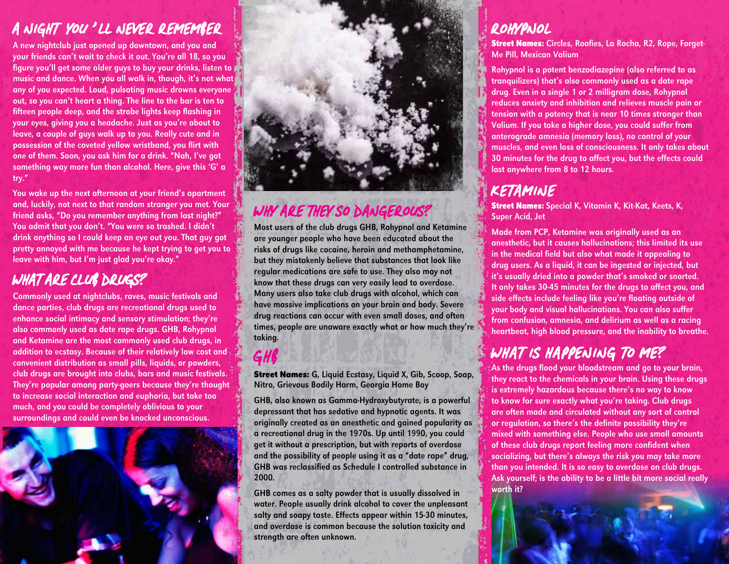## A NIGHT YOU'LL NEVER REMEMBER

A new nightclub just opened up downtown, and you and your friends can't wait to check it out. You're all 18, so you figure you'll get some older guys to buy your drinks, listen to music and dance. When you all walk in, though, it's not what any of you expected. Loud, pulsating music drowns everyone out, so you can't heart a thing. The line to the bar is ten to fifteen people deep, and the strobe lights keep flashing in your eyes, giving you a headache. Just as you're about to leave, a couple of guys walk up to you. Really cute and in possession of the coveted yellow wristband, you flirt with one of them. Soon, you ask him for a drink. "Nah, I've got something way more fun than alcohol. Here, give this 'G' a try."

You wake up the next afternoon at your friend's apartment and, luckily, not next to that random stranger you met. Your friend asks, "Do you remember anything from last night?" You admit that you don't. "You were so trashed. I didn't drink anything so I could keep an eye out you. That guy got pretty annoyed with me because he kept trying to get you to leave with him, but I'm just glad you're okay."

## WHAT ARE CLUB DRUGS?

Commonly used at nightclubs, raves, music festivals and dance parties, club drugs are recreational drugs used to enhance social intimacy and sensory stimulation; they're also commonly used as date rape drugs. GHB, Rohypnol and Ketamine are the most commonly used club drugs, in addition to ecstasy. Because of their relatively low cost and convenient distribution as small pills, liquids, or powders, club drugs are brought into clubs, bars and music festivals. They're popular among party-goers because they're thought to increase social interaction and euphoria, but take too much, and you could be completely oblivious to your surroundings and could even be knocked unconscious.

## WHY ARE THEY SO DANGEROUS?

Most users of the club drugs GHB, Rohypnol and Ketamine are younger people who have been educated about the risks of drugs like cocaine, heroin and methamphetamine, but they mistakenly believe that substances that look like regular medications are safe to use. They also may not know that these drugs can very easily lead to overdose. Many users also take club drugs with alcohol, which can have massive implications on your brain and body. Severe drug reactions can occur with even small doses, and often times, people are unaware exactly what or how much they're taking.

## GHB

**Street Names:** G, Liquid Ecstasy, Liquid X, Gib, Scoop, Soap, Nitro, Grievous Bodily Harm, Georgia Home Boy

GHB, also known as Gamma-Hydroxybutyrate, is a powerful depressant that has sedative and hypnotic agents. It was originally created as an anesthetic and gained popularity as a recreational drug in the 1970s. Up until 1990, you could get it without a prescription, but with reports of overdose and the possibility of people using it as a "date rape" drug, GHB was reclassified as Schedule I controlled substance in 2000.

GHB comes as a salty powder that is usually dissolved in water. People usually drink alcohol to cover the unpleasant salty and soapy taste. Effects appear within 15-30 minutes, and overdose is common because the solution toxicity and strength are often unknown.

## ROHYPNOL

**Street Names:** Circles, Roofies, La Rocha, R2, Rope, Forget-Me Pill, Mexican Valium

Rohypnol is a potent benzodiazepine (also referred to as tranquilizers) that's also commonly used as a date rape drug. Even in a single 1 or 2 milligram dose, Rohypnol reduces anxiety and inhibition and relieves muscle pain or tension with a potency that is near 10 times stronger than Valium. If you take a higher dose, you could suffer from anterograde amnesia (memory loss), no control of your muscles, and even loss of consciousness. It only takes about 30 minutes for the drug to affect you, but the effects could last anywhere from 8 to 12 hours.

## KETAMINE

**Street Names:** Special K, Vitamin K, Kit-Kat, Keets, K, Super Acid, Jet

Made from PCP, Ketamine was originally used as an anesthetic, but it causes hallucinations; this limited its use in the medical field but also what made it appealing to drug users. As a liquid, it can be ingested or injected, but it's usually dried into a powder that's smoked or snorted. It only takes 30-45 minutes for the drugs to affect you, and side effects include feeling like you're floating outside of your body and visual hallucinations. You can also suffer from confusion, amnesia, and delirium as well as a racing heartbeat, high blood pressure, and the inability to breathe.

## WHAT IS HAPPENING TO ME?

As the drugs flood your bloodstream and go to your brain, they react to the chemicals in your brain. Using these drugs is extremely hazardous because there's no way to know to know for sure exactly what you're taking. Club drugs are often made and circulated without any sort of control or regulation, so there's the definite possibility they're mixed with something else. People who use small amounts of these club drugs report feeling more confident when socializing, but there's always the risk you may take more than you intended. It is so easy to overdose on club drugs. Ask yourself; is the ability to be a little bit more social really worth it?